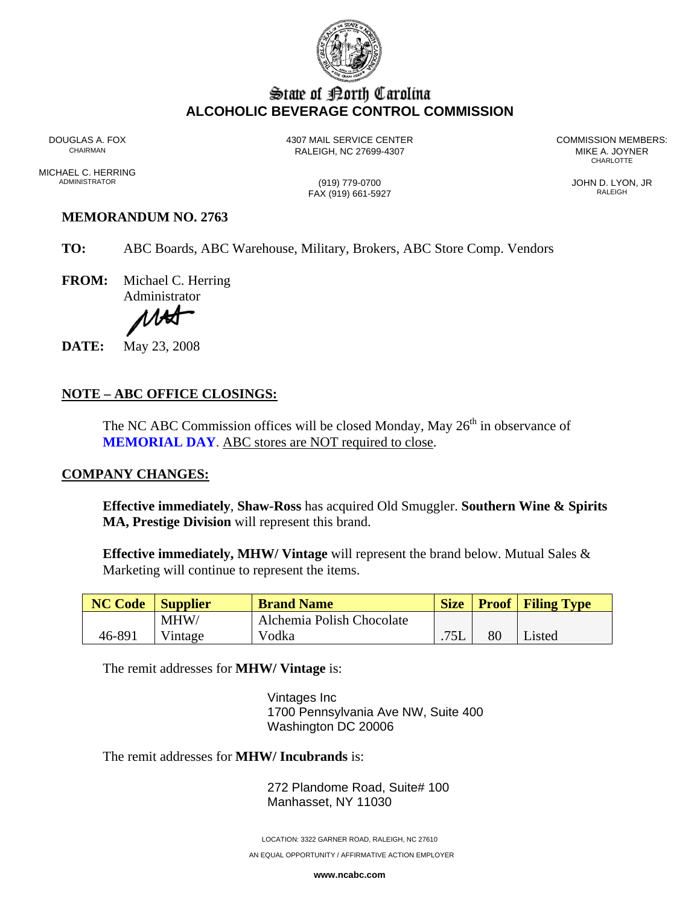# State of North Carolina
## ALCOHOLIC BEVERAGE CONTROL COMMISSION

DOUGLAS A. FOX
CHAIRMAN

MICHAEL C. HERRING
ADMINISTRATOR

4307 MAIL SERVICE CENTER
RALEIGH, NC 27699-4307

(919) 779-0700
FAX (919) 661-5927

COMMISSION MEMBERS:
MIKE A. JOYNER
CHARLOTTE

JOHN D. LYON, JR
RALEIGH

**MEMORANDUM NO. 2763**

**TO:** ABC Boards, ABC Warehouse, Military, Brokers, ABC Store Comp. Vendors

**FROM:** Michael C. Herring
Administrator

**DATE:** May 23, 2008

**NOTE – ABC OFFICE CLOSINGS:**

The NC ABC Commission offices will be closed Monday, May 26th in observance of **MEMORIAL DAY**. ABC stores are NOT required to close.

**COMPANY CHANGES:**

**Effective immediately**, **Shaw-Ross** has acquired Old Smuggler. **Southern Wine & Spirits MA, Prestige Division** will represent this brand.

**Effective immediately, MHW/ Vintage** will represent the brand below. Mutual Sales & Marketing will continue to represent the items.

| NC Code | Supplier | Brand Name | Size | Proof | Filing Type |
|---|---|---|---|---|---|
| 46-891 | MHW/ Vintage | Alchemia Polish Chocolate Vodka | .75L | 80 | Listed |

The remit addresses for **MHW/ Vintage** is:

Vintages Inc
1700 Pennsylvania Ave NW, Suite 400
Washington DC 20006

The remit addresses for **MHW/ Incubrands** is:

272 Plandome Road, Suite# 100
Manhasset, NY 11030

LOCATION: 3322 GARNER ROAD, RALEIGH, NC 27610
AN EQUAL OPPORTUNITY / AFFIRMATIVE ACTION EMPLOYER
www.ncabc.com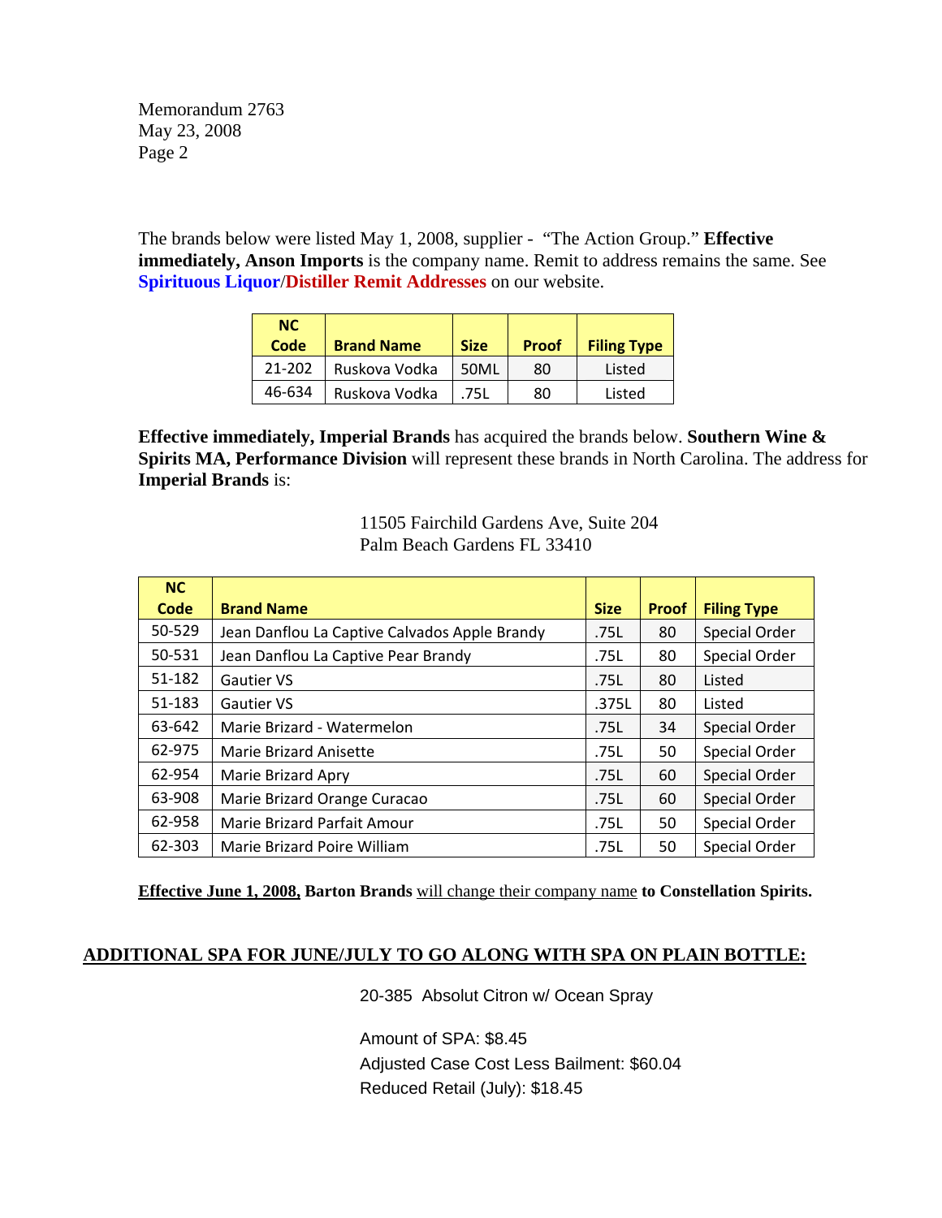The brands below were listed May 1, 2008, supplier - "The Action Group." **Effective immediately, Anson Imports** is the company name. Remit to address remains the same. See **Spirituous Liquor**/**Distiller Remit Addresses** on our website.

| NC Code | Brand Name | Size | Proof | Filing Type |
|---|---|---|---|---|
| 21-202 | Ruskova Vodka | 50ML | 80 | Listed |
| 46-634 | Ruskova Vodka | .75L | 80 | Listed |

**Effective immediately, Imperial Brands** has acquired the brands below. **Southern Wine & Spirits MA, Performance Division** will represent these brands in North Carolina. The address for **Imperial Brands** is:

11505 Fairchild Gardens Ave, Suite 204
Palm Beach Gardens FL 33410

| NC Code | Brand Name | Size | Proof | Filing Type |
|---|---|---|---|---|
| 50-529 | Jean Danflou La Captive Calvados Apple Brandy | .75L | 80 | Special Order |
| 50-531 | Jean Danflou La Captive Pear Brandy | .75L | 80 | Special Order |
| 51-182 | Gautier VS | .75L | 80 | Listed |
| 51-183 | Gautier VS | .375L | 80 | Listed |
| 63-642 | Marie Brizard - Watermelon | .75L | 34 | Special Order |
| 62-975 | Marie Brizard Anisette | .75L | 50 | Special Order |
| 62-954 | Marie Brizard Apry | .75L | 60 | Special Order |
| 63-908 | Marie Brizard Orange Curacao | .75L | 60 | Special Order |
| 62-958 | Marie Brizard Parfait Amour | .75L | 50 | Special Order |
| 62-303 | Marie Brizard Poire William | .75L | 50 | Special Order |

**Effective June 1, 2008, Barton Brands** will change their company name **to Constellation Spirits.**

## ADDITIONAL SPA FOR JUNE/JULY TO GO ALONG WITH SPA ON PLAIN BOTTLE:

20-385 Absolut Citron w/ Ocean Spray

Amount of SPA: $8.45
Adjusted Case Cost Less Bailment: $60.04
Reduced Retail (July): $18.45